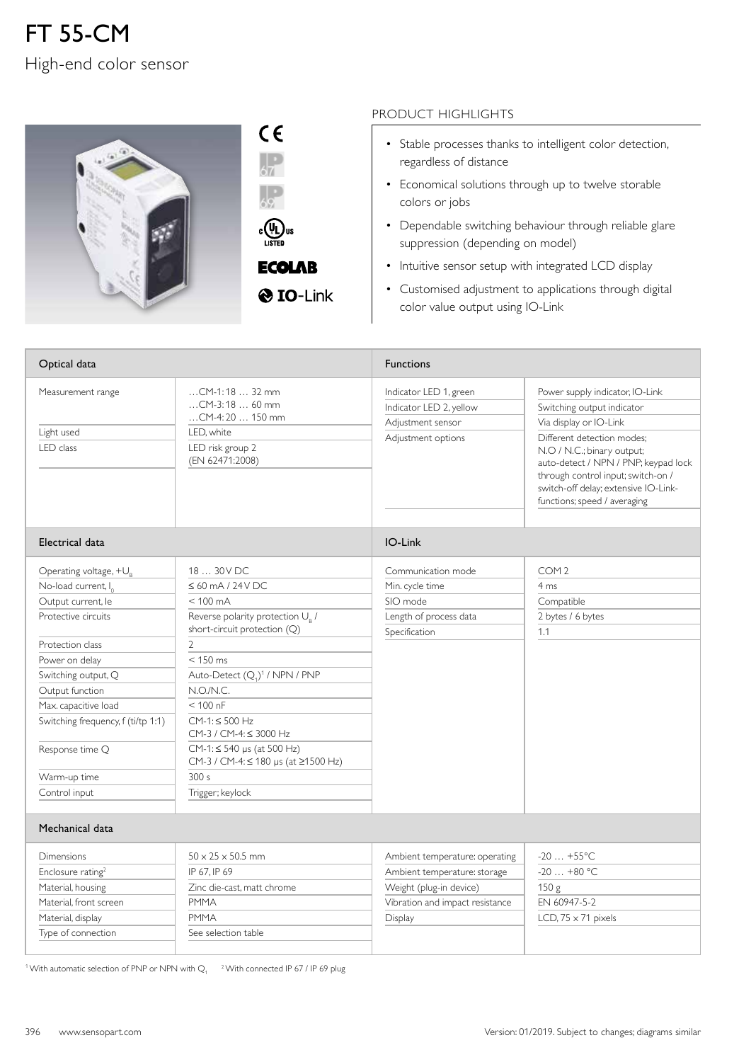# FT 55-CM

High-end color sensor

CE

IP 67

IP 69

cULus LISTED

ECOLAB

IO-Link

## PRODUCT HIGHLIGHTS

- Stable processes thanks to intelligent color detection, regardless of distance
- Economical solutions through up to twelve storable colors or jobs
- Dependable switching behaviour through reliable glare suppression (depending on model)
- Intuitive sensor setup with integrated LCD display
- Customised adjustment to applications through digital color value output using IO-Link

| Optical data | | Functions | |
|---|---|---|---|
| Measurement range | …CM-1: 18 … 32 mm<br>…CM-3: 18 … 60 mm<br>…CM-4: 20 … 150 mm | Indicator LED 1, green | Power supply indicator, IO-Link |
| Light used | LED, white | Indicator LED 2, yellow | Switching output indicator |
| LED class | LED risk group 2 (EN 62471:2008) | Adjustment sensor | Via display or IO-Link |
| | | Adjustment options | Different detection modes; N.O / N.C.; binary output; auto-detect / NPN / PNP; keypad lock through control input; switch-on / switch-off delay; extensive IO-Link-functions; speed / averaging |

| Electrical data | | IO-Link | |
|---|---|---|---|
| Operating voltage, $+U_B$ | 18 … 30 V DC | Communication mode | COM 2 |
| No-load current, $I_0$ | ≤ 60 mA / 24 V DC | Min. cycle time | 4 ms |
| Output current, Ie | < 100 mA | SIO mode | Compatible |
| Protective circuits | Reverse polarity protection $U_B$ / short-circuit protection (Q) | Length of process data | 2 bytes / 6 bytes |
| Protection class | 2 | Specification | 1.1 |
| Power on delay | < 150 ms | | |
| Switching output, Q | Auto-Detect ($Q_1$)[1] / NPN / PNP | | |
| Output function | N.O./N.C. | | |
| Max. capacitive load | < 100 nF | | |
| Switching frequency, f (ti/tp 1:1) | CM-1: ≤ 500 Hz<br>CM-3 / CM-4: ≤ 3000 Hz | | |
| Response time Q | CM-1: ≤ 540 µs (at 500 Hz)<br>CM-3 / CM-4: ≤ 180 µs (at ≥1500 Hz) | | |
| Warm-up time | 300 s | | |
| Control input | Trigger; keylock | | |

| Mechanical data | | | |
|---|---|---|---|
| Dimensions | 50 x 25 x 50.5 mm | Ambient temperature: operating | -20 … +55°C |
| Enclosure rating[2] | IP 67, IP 69 | Ambient temperature: storage | -20 … +80 °C |
| Material, housing | Zinc die-cast, matt chrome | Weight (plug-in device) | 150 g |
| Material, front screen | PMMA | Vibration and impact resistance | EN 60947-5-2 |
| Material, display | PMMA | Display | LCD, 75 x 71 pixels |
| Type of connection | See selection table | | |

[1] With automatic selection of PNP or NPN with $Q_1$ [2] With connected IP 67 / IP 69 plug

Version: 01/2019. Subject to changes; diagrams similar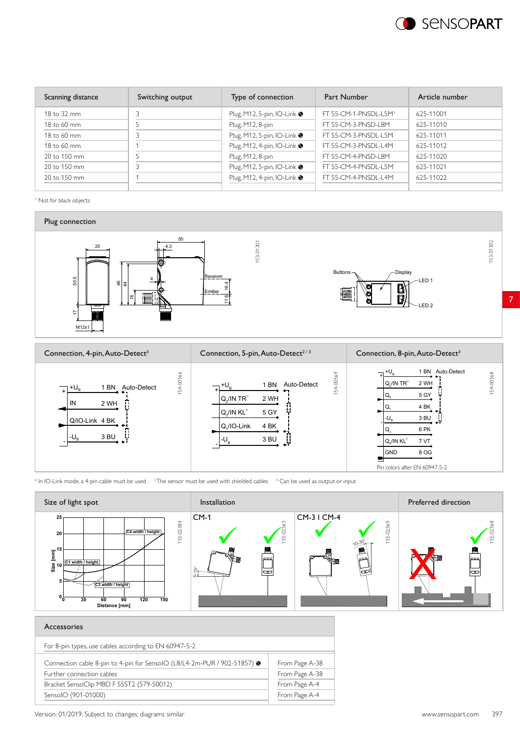| Scanning distance | Switching output | Type of connection | Part Number | Article number |
|---|---|---|---|---|
| 18 to 32 mm | 3 | Plug, M12, 5-pin, IO-Link ● | FT 55-CM-1-PNSDL-L5M[1] | 625-11001 |
| 18 to 60 mm | 5 | Plug, M12, 8-pin | FT 55-CM-3-PNSD-L8M | 625-11010 |
| 18 to 60 mm | 3 | Plug, M12, 5-pin, IO-Link ● | FT 55-CM-3-PNSDL-L5M | 625-11011 |
| 18 to 60 mm | 1 | Plug, M12, 4-pin, IO-Link ● | FT 55-CM-3-PNSDL-L4M | 625-11012 |
| 20 to 150 mm | 5 | Plug, M12, 8-pin | FT 55-CM-4-PNSD-L8M | 625-11020 |
| 20 to 150 mm | 3 | Plug, M12, 5-pin, IO-Link ● | FT 55-CM-4-PNSDL-L5M | 625-11021 |
| 20 to 150 mm | 1 | Plug, M12, 4-pin, IO-Link ● | FT 55-CM-4-PNSDL-L4M | 625-11022 |

[1] Not for black objects

## Plug connection

25
50
4.3
50.5
46
44
16
17
4
M12x1
Receiver
Emitter
16.4
11.6
153-01301

Buttons
Display
LED 1
LED 2
153-01302

## Connection, 4-pin, Auto-Detect[3]

+ +U_B 1 BN Auto-Detect
IN 2 WH
Q/IO-Link 4 BK
- -U_B 3 BU
154-00566

## Connection, 5-pin, Auto-Detect[2/3]

+ +U_B 1 BN Auto-Detect
Q_2/IN TR[4] 2 WH
Q_3/IN KL[4] 5 GY
Q_1/IO-Link 4 BK
- -U_B 3 BU
154-00569

## Connection, 8-pin, Auto-Detect[3]

+ +U_B 1 BN Auto-Detect
Q_2/IN TR[4] 2 WH
Q_5 5 GY
Q_1 4 BK
- -U_B 3 BU
Q_3 6 PK
Q_4/IN KL[4] 7 VT
GND 8 OG
Pin colors after EN 60947-5-2
154-00568

[2] In IO-Link mode, a 4-pin cable must be used [3] The sensor must be used with shielded cables [4] Can be used as output or input

## Size of light spot

25
20
15
10
5
0
Size [mm]
0 30 60 90 120 150
Distance [mm]
C4 width / height
C1 width / height
C3 width / height
155-02384

## Installation

CM-1
5-15°
155-02563

CM-3 I CM-4
10-30°
155-02569

## Preferred direction

155-02568

## Accessories

For 8-pin types, use cables according to EN 60947-5-2

| | |
|---|---|
| Connection cable 8-pin to 4-pin for SensoIO (L8/L4-2m-PUR / 902-51857) ● | From Page A-38 |
| Further connection cables | From Page A-38 |
| Bracket SensoClip MBD F 55ST2 (579-50012) | From Page A-4 |
| SensoIO (901-01000) | From Page A-4 |

Version: 01/2019. Subject to changes; diagrams similar

www.sensopart.com